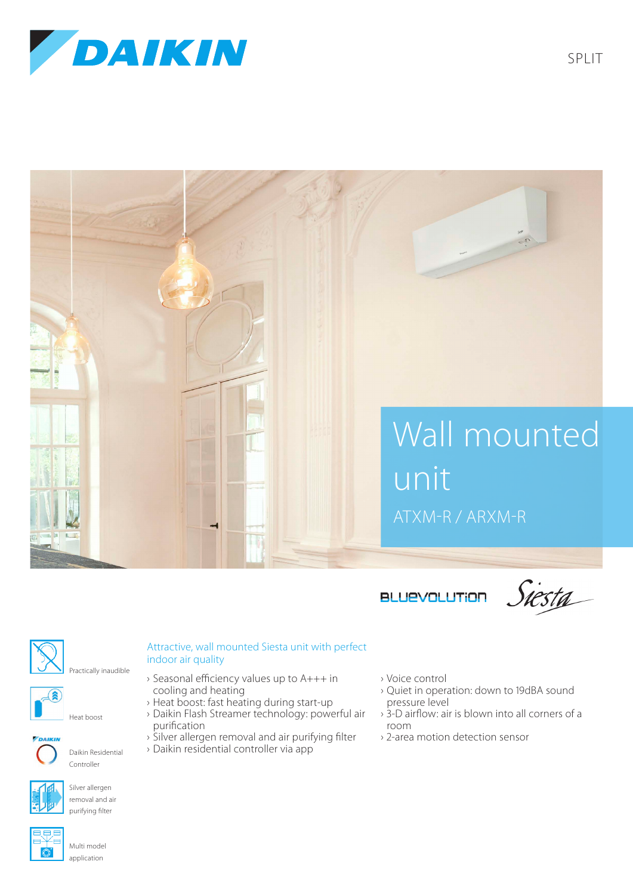DAIKIN

SPLIT

# Wall mounted unit

## ATXM-R / ARXM-R

BLUEVOLUTION Siesta

Practically inaudible

Heat boost

Daikin Residential Controller

Silver allergen removal and air purifying filter

Multi model application

### Attractive, wall mounted Siesta unit with perfect indoor air quality

- Seasonal efficiency values up to A+++ in cooling and heating
- Heat boost: fast heating during start-up
- Daikin Flash Streamer technology: powerful air purification
- Silver allergen removal and air purifying filter
- Daikin residential controller via app
- Voice control
- Quiet in operation: down to 19dBA sound pressure level
- 3-D airflow: air is blown into all corners of a room
- 2-area motion detection sensor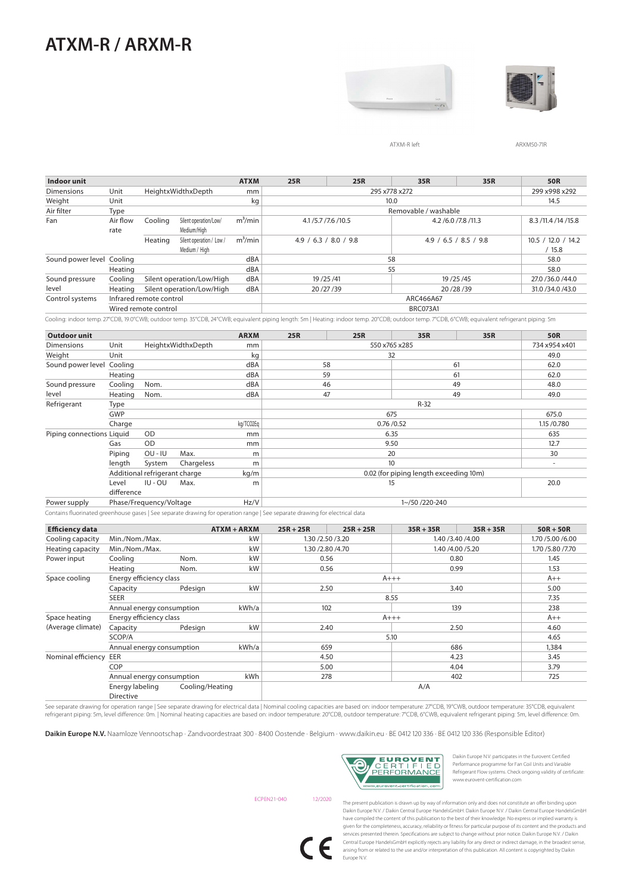# ATXM-R / ARXM-R

ATXM-R left

ARXM50-71R

| Indoor unit | | | | ATXM | 25R | 25R | 35R | 35R | 50R |
|---|---|---|---|---|---|---|---|---|---|
| Dimensions | Unit | HeightxWidthxDepth | | mm | 295 x778 x272 | | | | 299 x998 x292 |
| Weight | Unit | | | kg | 10.0 | | | | 14.5 |
| Air filter | Type | | | | Removable / washable | | | | |
| Fan | Air flow rate | Cooling | Silent operation/Low/ Medium/High | m³/min | 4.1 /5.7 /7.6 /10.5 | | 4.2 /6.0 /7.8 /11.3 | | 8.3 /11.4 /14 /15.8 |
| | | Heating | Silent operation / Low / Medium / High | m³/min | 4.9 / 6.3 / 8.0 / 9.8 | | 4.9 / 6.5 / 8.5 / 9.8 | | 10.5 / 12.0 / 14.2 / 15.8 |
| Sound power level | Cooling | | | dBA | 58 | | | | 58.0 |
| | Heating | | | dBA | 55 | | | | 58.0 |
| Sound pressure level | Cooling | Silent operation/Low/High | | dBA | 19 /25 /41 | | 19 /25 /45 | | 27.0 /36.0 /44.0 |
| | Heating | Silent operation/Low/High | | dBA | 20 /27 /39 | | 20 /28 /39 | | 31.0 /34.0 /43.0 |
| Control systems | Infrared remote control | | | | ARC466A67 | | | | |
| | Wired remote control | | | | BRC073A1 | | | | |

Cooling: indoor temp. 27°CDB, 19.0°CWB; outdoor temp. 35°CDB, 24°CWB; equivalent piping length: 5m | Heating: indoor temp. 20°CDB; outdoor temp. 7°CDB, 6°CWB; equivalent refrigerant piping: 5m

| Outdoor unit | | | | ARXM | 25R | 25R | 35R | 35R | 50R |
|---|---|---|---|---|---|---|---|---|---|
| Dimensions | Unit | HeightxWidthxDepth | | mm | 550 x765 x285 | | | | 734 x954 x401 |
| Weight | Unit | | | kg | 32 | | | | 49.0 |
| Sound power level | Cooling | | | dBA | 58 | | 61 | | 62.0 |
| | Heating | | | dBA | 59 | | 61 | | 62.0 |
| Sound pressure level | Cooling | Nom. | | dBA | 46 | | 49 | | 48.0 |
| | Heating | Nom. | | dBA | 47 | | 49 | | 49.0 |
| Refrigerant | Type | | | | R-32 | | | | |
| | GWP | | | | 675 | | | | 675.0 |
| | Charge | | | kg/TCO2Eq | 0.76 /0.52 | | | | 1.15 /0.780 |
| Piping connections | Liquid | OD | | mm | 6.35 | | | | 635 |
| | Gas | OD | | mm | 9.50 | | | | 12.7 |
| | Piping length | OU - IU | Max. | m | 20 | | | | 30 |
| | | System | Chargeless | m | 10 | | | | - |
| | Additional refrigerant charge | | | kg/m | 0.02 (for piping length exceeding 10m) | | | | |
| | Level difference | IU - OU | Max. | m | 15 | | | | 20.0 |
| Power supply | Phase/Frequency/Voltage | | | Hz/V | 1~/50 /220-240 | | | | |

Contains fluorinated greenhouse gases | See separate drawing for operation range | See separate drawing for electrical data

| Efficiency data | | | ATXM + ARXM | 25R + 25R | 25R + 25R | 35R + 35R | 35R + 35R | 50R + 50R |
|---|---|---|---|---|---|---|---|---|
| Cooling capacity | Min./Nom./Max. | | kW | 1.30 /2.50 /3.20 | | 1.40 /3.40 /4.00 | | 1.70 /5.00 /6.00 |
| Heating capacity | Min./Nom./Max. | | kW | 1.30 /2.80 /4.70 | | 1.40 /4.00 /5.20 | | 1.70 /5.80 /7.70 |
| Power input | Cooling | Nom. | kW | 0.56 | | 0.80 | | 1.45 |
| | Heating | Nom. | kW | 0.56 | | 0.99 | | 1.53 |
| Space cooling | Energy efficiency class | | | A+++ | | | | A++ |
| | Capacity | Pdesign | kW | 2.50 | | 3.40 | | 5.00 |
| | SEER | | | 8.55 | | | | 7.35 |
| | Annual energy consumption | | kWh/a | 102 | | 139 | | 238 |
| Space heating (Average climate) | Energy efficiency class | | | A+++ | | | | A++ |
| | Capacity | Pdesign | kW | 2.40 | | 2.50 | | 4.60 |
| | SCOP/A | | | 5.10 | | | | 4.65 |
| | Annual energy consumption | | kWh/a | 659 | | 686 | | 1,384 |
| Nominal efficiency | EER | | | 4.50 | | 4.23 | | 3.45 |
| | COP | | | 5.00 | | 4.04 | | 3.79 |
| | Annual energy consumption | | kWh | 278 | | 402 | | 725 |
| | Energy labeling Directive | Cooling/Heating | | A/A | | | | |

See separate drawing for operation range | See separate drawing for electrical data | Nominal cooling capacities are based on: indoor temperature: 27°CDB, 19°CWB, outdoor temperature: 35°CDB, equivalent refrigerant piping: 5m, level difference: 0m. | Nominal heating capacities are based on: indoor temperature: 20°CDB, outdoor temperature: 7°CDB, 6°CWB, equivalent refrigerant piping: 5m, level difference: 0m.

**Daikin Europe N.V.** Naamloze Vennootschap · Zandvoordestraat 300 · 8400 Oostende · Belgium · www.daikin.eu · BE 0412 120 336 · BE 0412 120 336 (Responsible Editor)

EUROVENT CERTIFIED PERFORMANCE www.eurovent-certification.com

Daikin Europe N.V. participates in the Eurovent Certified Performance programme for Fan Coil Units and Variable Refrigerant Flow systems. Check ongoing validity of certificate: www.eurovent-certification.com

ECPEN21-040 12/2020

The present publication is drawn up by way of information only and does not constitute an offer binding upon Daikin Europe N.V. / Daikin Central Europe HandelsGmbH. Daikin Europe N.V. / Daikin Central Europe HandelsGmbH have compiled the content of this publication to the best of their knowledge. No express or implied warranty is given for the completeness, accuracy, reliability or fitness for particular purpose of its content and the products and services presented therein. Specifications are subject to change without prior notice. Daikin Europe N.V. / Daikin Central Europe HandelsGmbH explicitly rejects any liability for any direct or indirect damage, in the broadest sense, arising from or related to the use and/or interpretation of this publication. All content is copyrighted by Daikin Europe N.V.